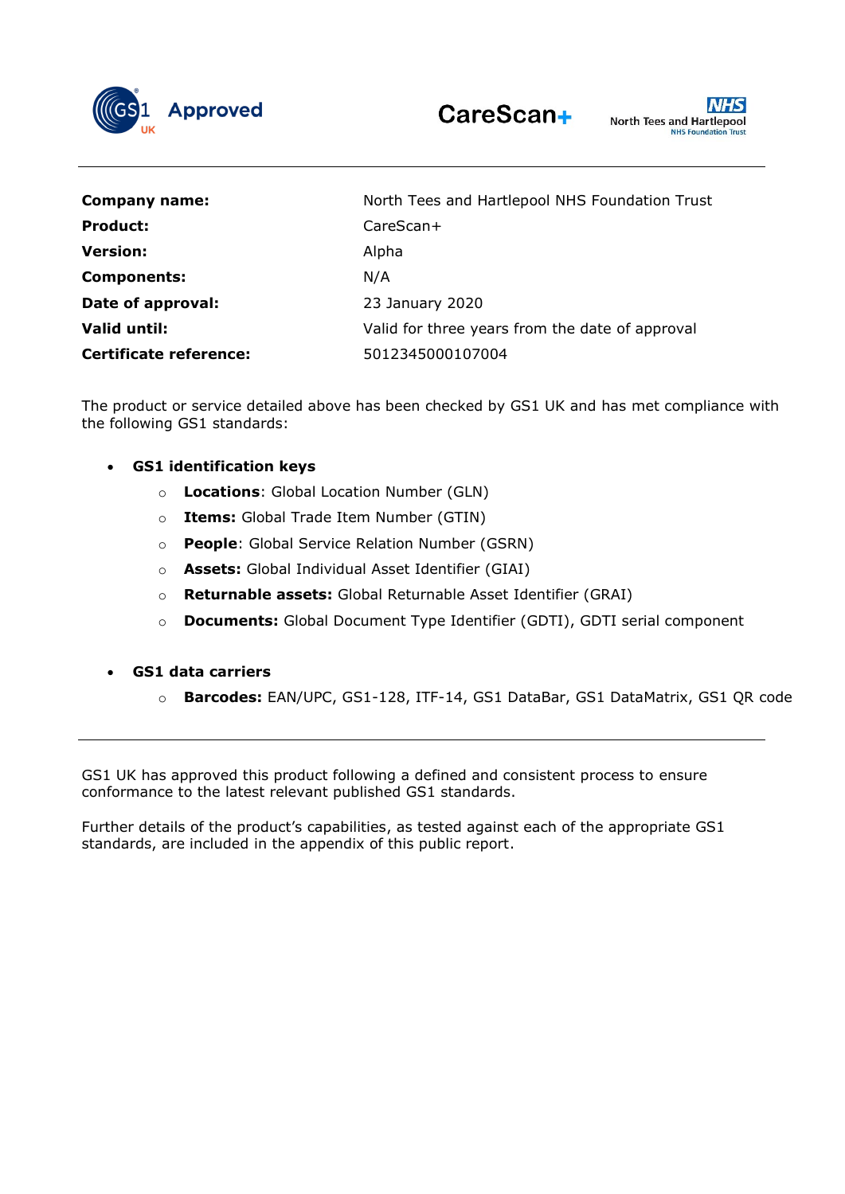GS1 UK Approved

CareScan+

NHS North Tees and Hartlepool NHS Foundation Trust

| | |
|---|---|
| **Company name:** | North Tees and Hartlepool NHS Foundation Trust |
| **Product:** | CareScan+ |
| **Version:** | Alpha |
| **Components:** | N/A |
| **Date of approval:** | 23 January 2020 |
| **Valid until:** | Valid for three years from the date of approval |
| **Certificate reference:** | 5012345000107004 |

The product or service detailed above has been checked by GS1 UK and has met compliance with the following GS1 standards:

- **GS1 identification keys**
  - **Locations**: Global Location Number (GLN)
  - **Items:** Global Trade Item Number (GTIN)
  - **People**: Global Service Relation Number (GSRN)
  - **Assets:** Global Individual Asset Identifier (GIAI)
  - **Returnable assets:** Global Returnable Asset Identifier (GRAI)
  - **Documents:** Global Document Type Identifier (GDTI), GDTI serial component

- **GS1 data carriers**
  - **Barcodes:** EAN/UPC, GS1-128, ITF-14, GS1 DataBar, GS1 DataMatrix, GS1 QR code

---

GS1 UK has approved this product following a defined and consistent process to ensure conformance to the latest relevant published GS1 standards.

Further details of the product's capabilities, as tested against each of the appropriate GS1 standards, are included in the appendix of this public report.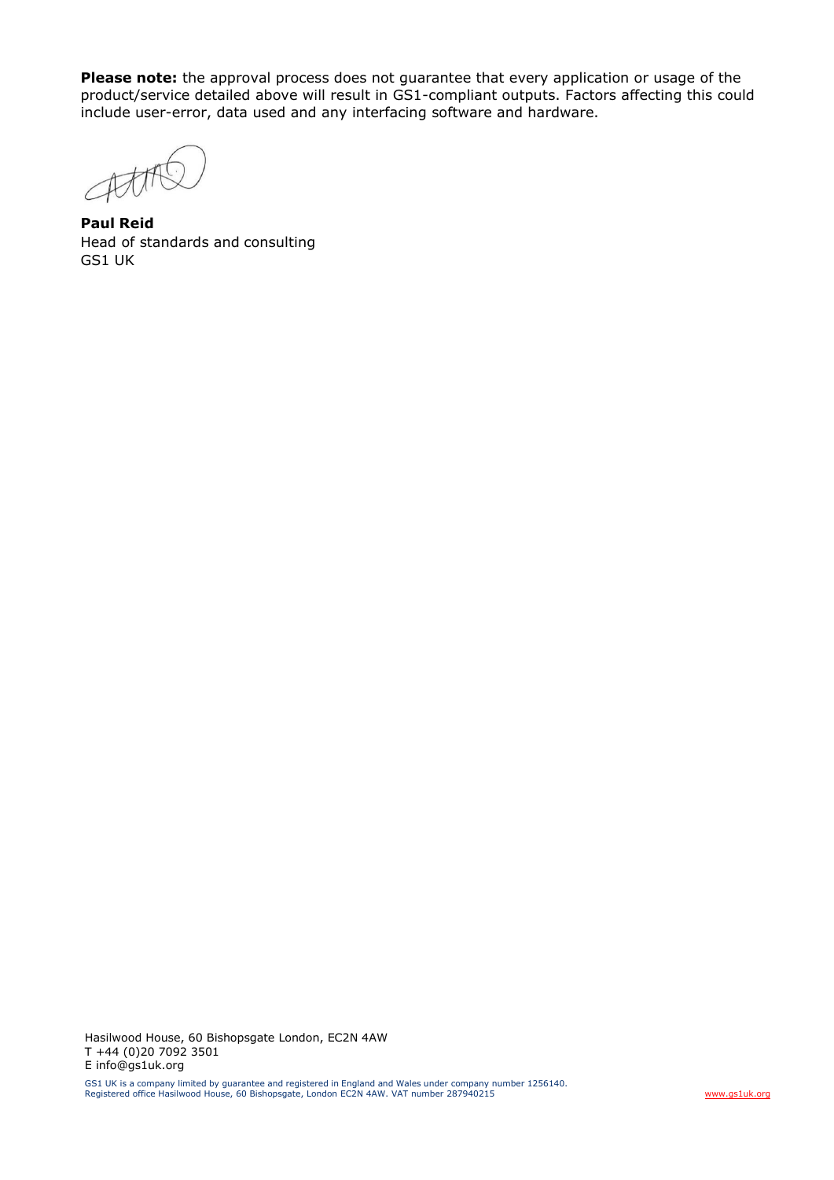**Please note:** the approval process does not guarantee that every application or usage of the product/service detailed above will result in GS1-compliant outputs. Factors affecting this could include user-error, data used and any interfacing software and hardware.

**Paul Reid**
Head of standards and consulting
GS1 UK

Hasilwood House, 60 Bishopsgate London, EC2N 4AW
T +44 (0)20 7092 3501
E info@gs1uk.org

GS1 UK is a company limited by guarantee and registered in England and Wales under company number 1256140.
Registered office Hasilwood House, 60 Bishopsgate, London EC2N 4AW. VAT number 287940215

www.gs1uk.org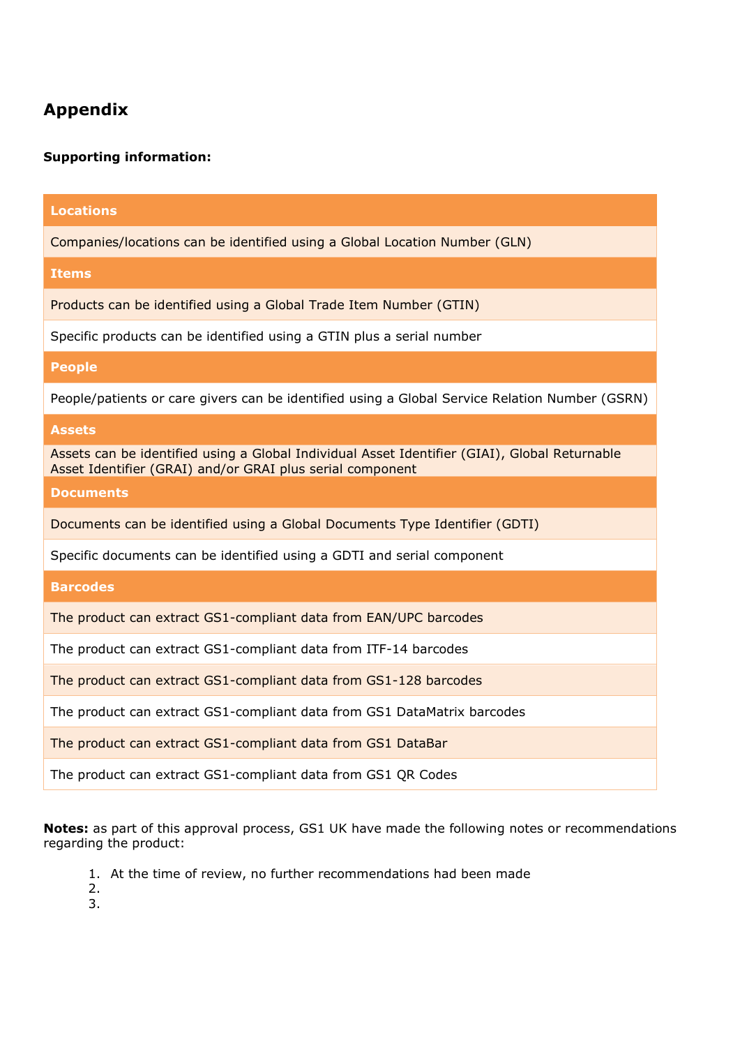# Appendix

**Supporting information:**

| |
|---|
| **Locations** |
| Companies/locations can be identified using a Global Location Number (GLN) |
| **Items** |
| Products can be identified using a Global Trade Item Number (GTIN) |
| Specific products can be identified using a GTIN plus a serial number |
| **People** |
| People/patients or care givers can be identified using a Global Service Relation Number (GSRN) |
| **Assets** |
| Assets can be identified using a Global Individual Asset Identifier (GIAI), Global Returnable Asset Identifier (GRAI) and/or GRAI plus serial component |
| **Documents** |
| Documents can be identified using a Global Documents Type Identifier (GDTI) |
| Specific documents can be identified using a GDTI and serial component |
| **Barcodes** |
| The product can extract GS1-compliant data from EAN/UPC barcodes |
| The product can extract GS1-compliant data from ITF-14 barcodes |
| The product can extract GS1-compliant data from GS1-128 barcodes |
| The product can extract GS1-compliant data from GS1 DataMatrix barcodes |
| The product can extract GS1-compliant data from GS1 DataBar |
| The product can extract GS1-compliant data from GS1 QR Codes |

**Notes:** as part of this approval process, GS1 UK have made the following notes or recommendations regarding the product:

1. At the time of review, no further recommendations had been made
2. 
3.